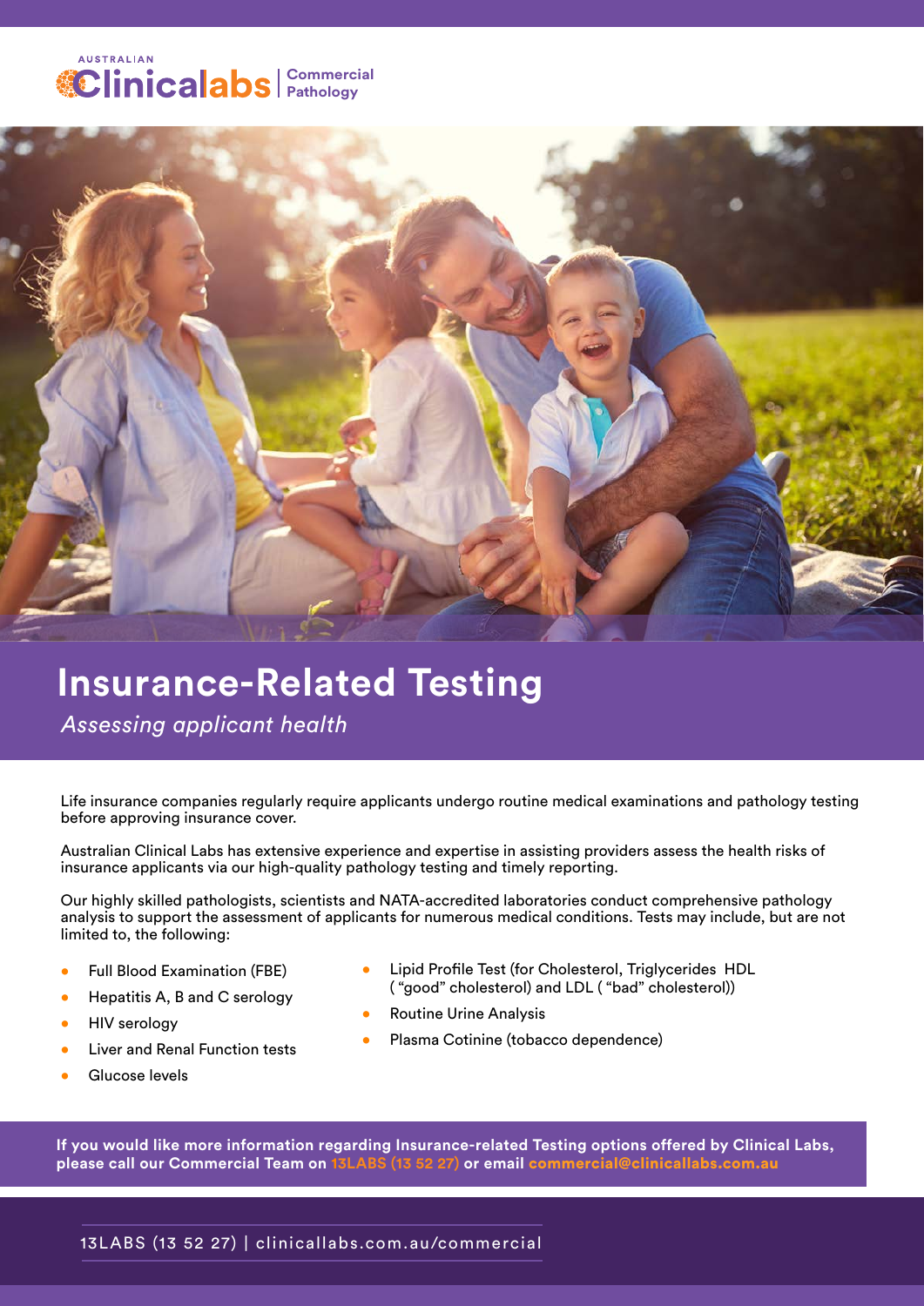AUSTRALIAN Clinicalabs | Commercial Pathology

# Insurance-Related Testing

*Assessing applicant health*

Life insurance companies regularly require applicants undergo routine medical examinations and pathology testing before approving insurance cover.

Australian Clinical Labs has extensive experience and expertise in assisting providers assess the health risks of insurance applicants via our high-quality pathology testing and timely reporting.

Our highly skilled pathologists, scientists and NATA-accredited laboratories conduct comprehensive pathology analysis to support the assessment of applicants for numerous medical conditions. Tests may include, but are not limited to, the following:

- Full Blood Examination (FBE)
- Hepatitis A, B and C serology
- HIV serology
- Liver and Renal Function tests
- Glucose levels
- Lipid Profile Test (for Cholesterol, Triglycerides HDL ( "good" cholesterol) and LDL ( "bad" cholesterol))
- Routine Urine Analysis
- Plasma Cotinine (tobacco dependence)

**If you would like more information regarding Insurance-related Testing options offered by Clinical Labs, please call our Commercial Team on 13LABS (13 52 27) or email commercial@clinicallabs.com.au**

13LABS (13 52 27) | clinicallabs.com.au/commercial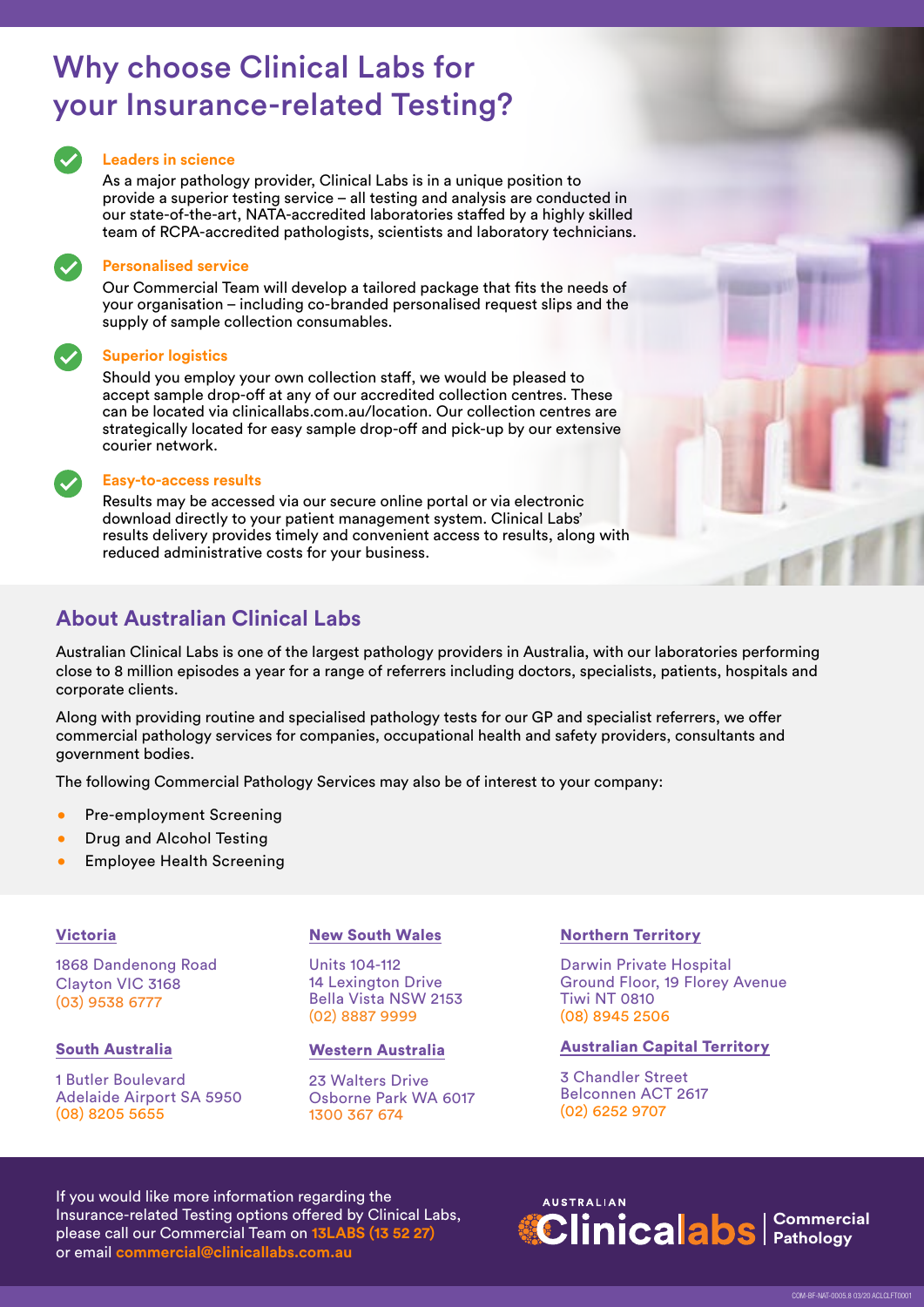# Why choose Clinical Labs for your Insurance-related Testing?

### Leaders in science

As a major pathology provider, Clinical Labs is in a unique position to provide a superior testing service – all testing and analysis are conducted in our state-of-the-art, NATA-accredited laboratories staffed by a highly skilled team of RCPA-accredited pathologists, scientists and laboratory technicians.

### Personalised service

Our Commercial Team will develop a tailored package that fits the needs of your organisation – including co-branded personalised request slips and the supply of sample collection consumables.

### Superior logistics

Should you employ your own collection staff, we would be pleased to accept sample drop-off at any of our accredited collection centres. These can be located via clinicallabs.com.au/location. Our collection centres are strategically located for easy sample drop-off and pick-up by our extensive courier network.

### Easy-to-access results

Results may be accessed via our secure online portal or via electronic download directly to your patient management system. Clinical Labs' results delivery provides timely and convenient access to results, along with reduced administrative costs for your business.

## About Australian Clinical Labs

Australian Clinical Labs is one of the largest pathology providers in Australia, with our laboratories performing close to 8 million episodes a year for a range of referrers including doctors, specialists, patients, hospitals and corporate clients.

Along with providing routine and specialised pathology tests for our GP and specialist referrers, we offer commercial pathology services for companies, occupational health and safety providers, consultants and government bodies.

The following Commercial Pathology Services may also be of interest to your company:

- Pre-employment Screening
- Drug and Alcohol Testing
- Employee Health Screening

**Victoria**

1868 Dandenong Road
Clayton VIC 3168
(03) 9538 6777

**South Australia**

1 Butler Boulevard
Adelaide Airport SA 5950
(08) 8205 5655

**New South Wales**

Units 104-112
14 Lexington Drive
Bella Vista NSW 2153
(02) 8887 9999

**Western Australia**

23 Walters Drive
Osborne Park WA 6017
1300 367 674

**Northern Territory**

Darwin Private Hospital
Ground Floor, 19 Florey Avenue
Tiwi NT 0810
(08) 8945 2506

**Australian Capital Territory**

3 Chandler Street
Belconnen ACT 2617
(02) 6252 9707

If you would like more information regarding the Insurance-related Testing options offered by Clinical Labs, please call our Commercial Team on **13LABS (13 52 27)** or email **commercial@clinicallabs.com.au**

AUSTRALIAN Clinicalabs | Commercial Pathology

COM-BF-NAT-0005.8 03/20 ACLCLFT0001